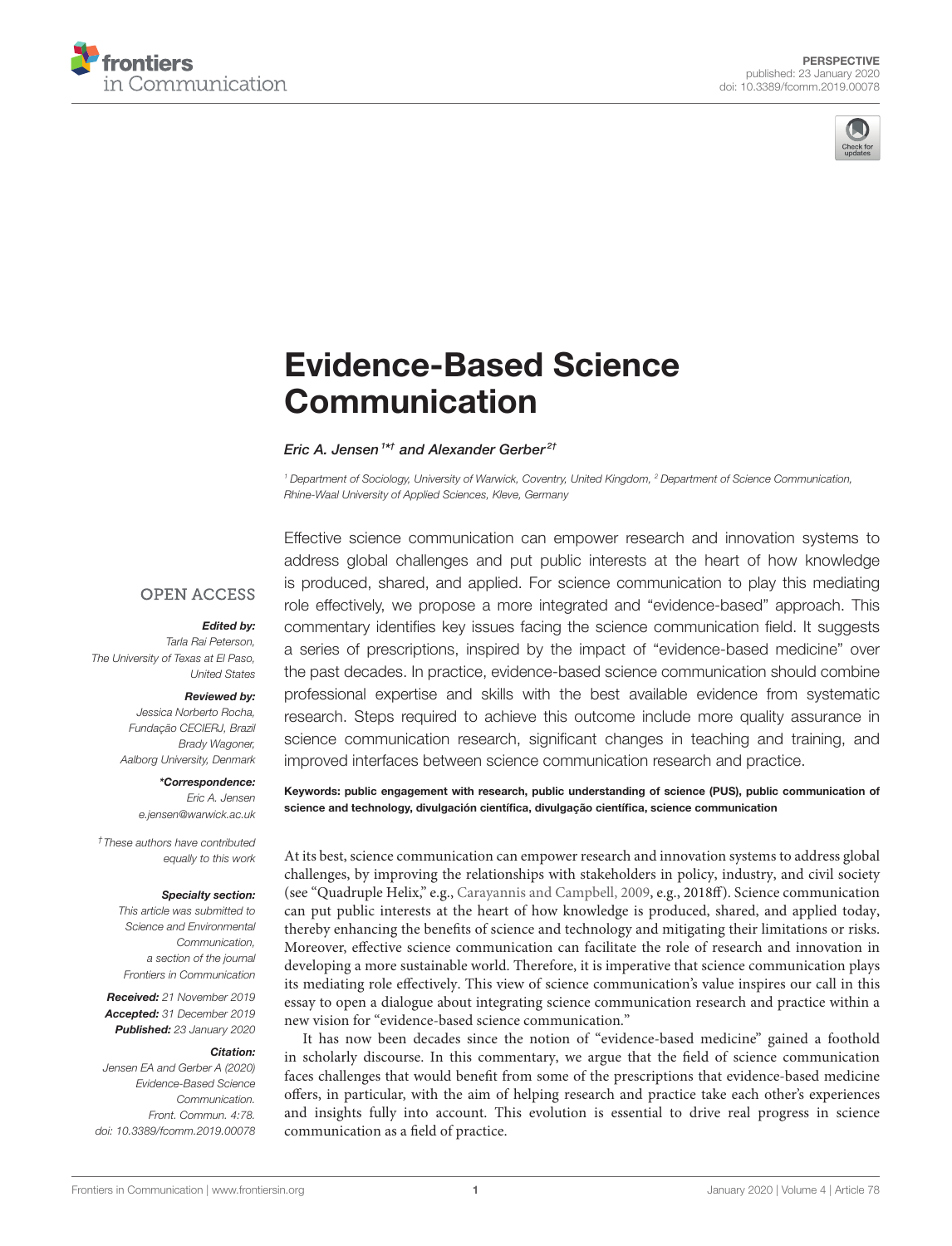PERSPECTIVE
published: 23 January 2020
doi: 10.3389/fcomm.2019.00078

# Evidence-Based Science Communication

*Eric A. Jensen[1*†] and Alexander Gerber[2†]*

[1] Department of Sociology, University of Warwick, Coventry, United Kingdom, [2] Department of Science Communication, Rhine-Waal University of Applied Sciences, Kleve, Germany

OPEN ACCESS

***Edited by:***
Tarla Rai Peterson,
The University of Texas at El Paso,
United States

***Reviewed by:***
Jessica Norberto Rocha,
Fundação CECIERJ, Brazil
Brady Wagoner,
Aalborg University, Denmark

***\*Correspondence:***
Eric A. Jensen
e.jensen@warwick.ac.uk

†These authors have contributed equally to this work

***Specialty section:***
This article was submitted to Science and Environmental Communication, a section of the journal Frontiers in Communication

***Received:*** 21 November 2019
***Accepted:*** 31 December 2019
***Published:*** 23 January 2020

***Citation:***
Jensen EA and Gerber A (2020) Evidence-Based Science Communication. Front. Commun. 4:78. doi: 10.3389/fcomm.2019.00078

Effective science communication can empower research and innovation systems to address global challenges and put public interests at the heart of how knowledge is produced, shared, and applied. For science communication to play this mediating role effectively, we propose a more integrated and "evidence-based" approach. This commentary identifies key issues facing the science communication field. It suggests a series of prescriptions, inspired by the impact of "evidence-based medicine" over the past decades. In practice, evidence-based science communication should combine professional expertise and skills with the best available evidence from systematic research. Steps required to achieve this outcome include more quality assurance in science communication research, significant changes in teaching and training, and improved interfaces between science communication research and practice.

**Keywords: public engagement with research, public understanding of science (PUS), public communication of science and technology, divulgación científica, divulgação científica, science communication**

At its best, science communication can empower research and innovation systems to address global challenges, by improving the relationships with stakeholders in policy, industry, and civil society (see "Quadruple Helix," e.g., Carayannis and Campbell, 2009, e.g., 2018ff). Science communication can put public interests at the heart of how knowledge is produced, shared, and applied today, thereby enhancing the benefits of science and technology and mitigating their limitations or risks. Moreover, effective science communication can facilitate the role of research and innovation in developing a more sustainable world. Therefore, it is imperative that science communication plays its mediating role effectively. This view of science communication's value inspires our call in this essay to open a dialogue about integrating science communication research and practice within a new vision for "evidence-based science communication."

It has now been decades since the notion of "evidence-based medicine" gained a foothold in scholarly discourse. In this commentary, we argue that the field of science communication faces challenges that would benefit from some of the prescriptions that evidence-based medicine offers, in particular, with the aim of helping research and practice take each other's experiences and insights fully into account. This evolution is essential to drive real progress in science communication as a field of practice.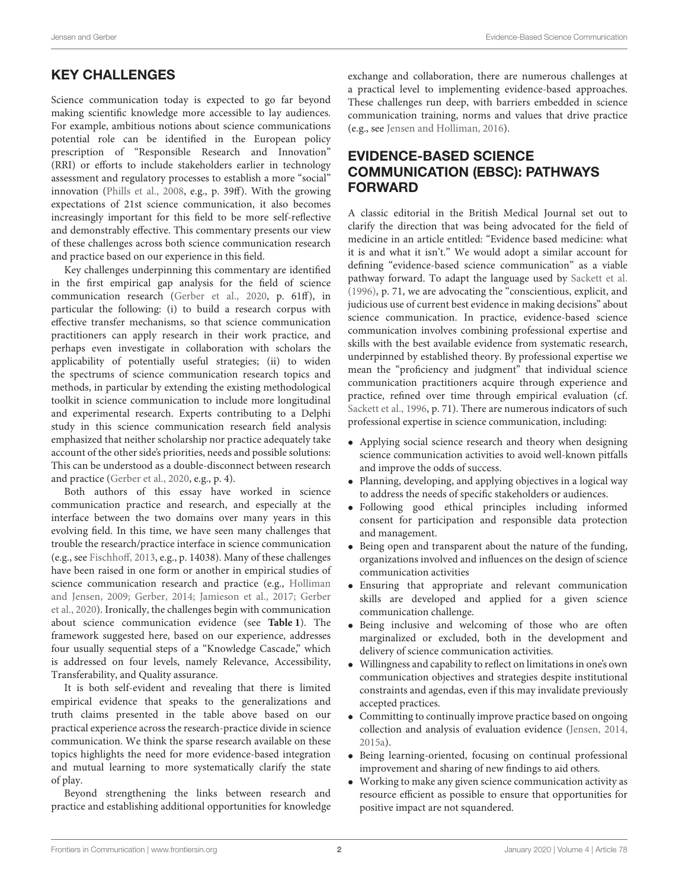## KEY CHALLENGES

Science communication today is expected to go far beyond making scientific knowledge more accessible to lay audiences. For example, ambitious notions about science communications potential role can be identified in the European policy prescription of "Responsible Research and Innovation" (RRI) or efforts to include stakeholders earlier in technology assessment and regulatory processes to establish a more "social" innovation (Phills et al., 2008, e.g., p. 39ff). With the growing expectations of 21st science communication, it also becomes increasingly important for this field to be more self-reflective and demonstrably effective. This commentary presents our view of these challenges across both science communication research and practice based on our experience in this field.

Key challenges underpinning this commentary are identified in the first empirical gap analysis for the field of science communication research (Gerber et al., 2020, p. 61ff), in particular the following: (i) to build a research corpus with effective transfer mechanisms, so that science communication practitioners can apply research in their work practice, and perhaps even investigate in collaboration with scholars the applicability of potentially useful strategies; (ii) to widen the spectrums of science communication research topics and methods, in particular by extending the existing methodological toolkit in science communication to include more longitudinal and experimental research. Experts contributing to a Delphi study in this science communication research field analysis emphasized that neither scholarship nor practice adequately take account of the other side's priorities, needs and possible solutions: This can be understood as a double-disconnect between research and practice (Gerber et al., 2020, e.g., p. 4).

Both authors of this essay have worked in science communication practice and research, and especially at the interface between the two domains over many years in this evolving field. In this time, we have seen many challenges that trouble the research/practice interface in science communication (e.g., see Fischhoff, 2013, e.g., p. 14038). Many of these challenges have been raised in one form or another in empirical studies of science communication research and practice (e.g., Holliman and Jensen, 2009; Gerber, 2014; Jamieson et al., 2017; Gerber et al., 2020). Ironically, the challenges begin with communication about science communication evidence (see **Table 1**). The framework suggested here, based on our experience, addresses four usually sequential steps of a "Knowledge Cascade," which is addressed on four levels, namely Relevance, Accessibility, Transferability, and Quality assurance.

It is both self-evident and revealing that there is limited empirical evidence that speaks to the generalizations and truth claims presented in the table above based on our practical experience across the research-practice divide in science communication. We think the sparse research available on these topics highlights the need for more evidence-based integration and mutual learning to more systematically clarify the state of play.

Beyond strengthening the links between research and practice and establishing additional opportunities for knowledge exchange and collaboration, there are numerous challenges at a practical level to implementing evidence-based approaches. These challenges run deep, with barriers embedded in science communication training, norms and values that drive practice (e.g., see Jensen and Holliman, 2016).

## EVIDENCE-BASED SCIENCE COMMUNICATION (EBSC): PATHWAYS FORWARD

A classic editorial in the British Medical Journal set out to clarify the direction that was being advocated for the field of medicine in an article entitled: "Evidence based medicine: what it is and what it isn't." We would adopt a similar account for defining "evidence-based science communication" as a viable pathway forward. To adapt the language used by Sackett et al. (1996), p. 71, we are advocating the "conscientious, explicit, and judicious use of current best evidence in making decisions" about science communication. In practice, evidence-based science communication involves combining professional expertise and skills with the best available evidence from systematic research, underpinned by established theory. By professional expertise we mean the "proficiency and judgment" that individual science communication practitioners acquire through experience and practice, refined over time through empirical evaluation (cf. Sackett et al., 1996, p. 71). There are numerous indicators of such professional expertise in science communication, including:

- Applying social science research and theory when designing science communication activities to avoid well-known pitfalls and improve the odds of success.
- Planning, developing, and applying objectives in a logical way to address the needs of specific stakeholders or audiences.
- Following good ethical principles including informed consent for participation and responsible data protection and management.
- Being open and transparent about the nature of the funding, organizations involved and influences on the design of science communication activities
- Ensuring that appropriate and relevant communication skills are developed and applied for a given science communication challenge.
- Being inclusive and welcoming of those who are often marginalized or excluded, both in the development and delivery of science communication activities.
- Willingness and capability to reflect on limitations in one's own communication objectives and strategies despite institutional constraints and agendas, even if this may invalidate previously accepted practices.
- Committing to continually improve practice based on ongoing collection and analysis of evaluation evidence (Jensen, 2014, 2015a).
- Being learning-oriented, focusing on continual professional improvement and sharing of new findings to aid others.
- Working to make any given science communication activity as resource efficient as possible to ensure that opportunities for positive impact are not squandered.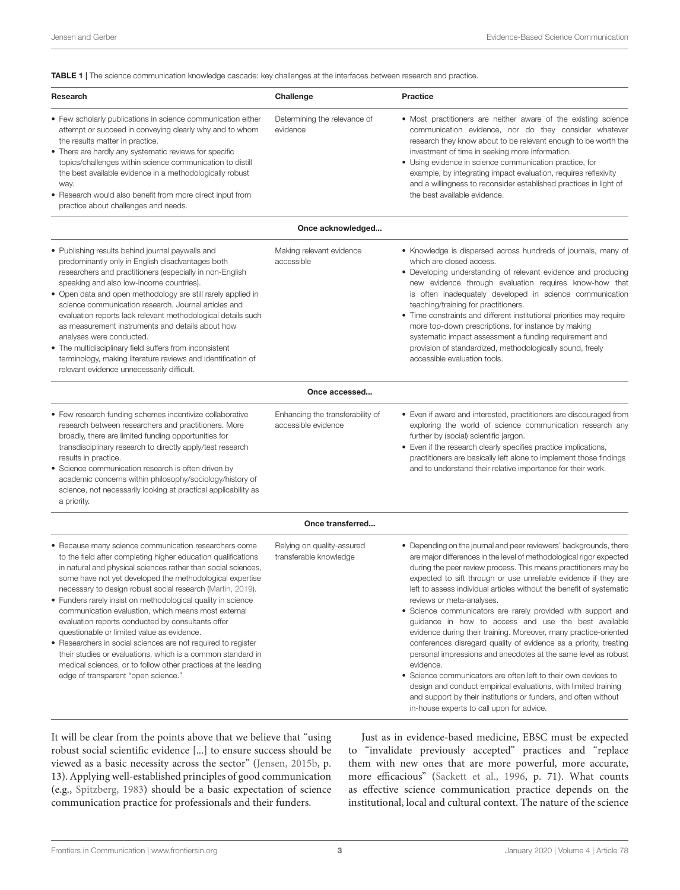**TABLE 1** | The science communication knowledge cascade: key challenges at the interfaces between research and practice.

| Research | Challenge | Practice |
|---|---|---|
| • Few scholarly publications in science communication either attempt or succeed in conveying clearly why and to whom the results matter in practice.<br>• There are hardly any systematic reviews for specific topics/challenges within science communication to distill the best available evidence in a methodologically robust way.<br>• Research would also benefit from more direct input from practice about challenges and needs. | Determining the relevance of evidence | • Most practitioners are neither aware of the existing science communication evidence, nor do they consider whatever research they know about to be relevant enough to be worth the investment of time in seeking more information.<br>• Using evidence in science communication practice, for example, by integrating impact evaluation, requires reflexivity and a willingness to reconsider established practices in light of the best available evidence. |
| | **Once acknowledged...** | |
| • Publishing results behind journal paywalls and predominantly only in English disadvantages both researchers and practitioners (especially in non-English speaking and also low-income countries).<br>• Open data and open methodology are still rarely applied in science communication research. Journal articles and evaluation reports lack relevant methodological details such as measurement instruments and details about how analyses were conducted.<br>• The multidisciplinary field suffers from inconsistent terminology, making literature reviews and identification of relevant evidence unnecessarily difficult. | Making relevant evidence accessible | • Knowledge is dispersed across hundreds of journals, many of which are closed access.<br>• Developing understanding of relevant evidence and producing new evidence through evaluation requires know-how that is often inadequately developed in science communication teaching/training for practitioners.<br>• Time constraints and different institutional priorities may require more top-down prescriptions, for instance by making systematic impact assessment a funding requirement and provision of standardized, methodologically sound, freely accessible evaluation tools. |
| | **Once accessed...** | |
| • Few research funding schemes incentivize collaborative research between researchers and practitioners. More broadly, there are limited funding opportunities for transdisciplinary research to directly apply/test research results in practice.<br>• Science communication research is often driven by academic concerns within philosophy/sociology/history of science, not necessarily looking at practical applicability as a priority. | Enhancing the transferability of accessible evidence | • Even if aware and interested, practitioners are discouraged from exploring the world of science communication research any further by (social) scientific jargon.<br>• Even if the research clearly specifies practice implications, practitioners are basically left alone to implement those findings and to understand their relative importance for their work. |
| | **Once transferred...** | |
| • Because many science communication researchers come to the field after completing higher education qualifications in natural and physical sciences rather than social sciences, some have not yet developed the methodological expertise necessary to design robust social research (Martin, 2019).<br>• Funders rarely insist on methodological quality in science communication evaluation, which means most external evaluation reports conducted by consultants offer questionable or limited value as evidence.<br>• Researchers in social sciences are not required to register their studies or evaluations, which is a common standard in medical sciences, or to follow other practices at the leading edge of transparent "open science." | Relying on quality-assured transferable knowledge | • Depending on the journal and peer reviewers' backgrounds, there are major differences in the level of methodological rigor expected during the peer review process. This means practitioners may be expected to sift through or use unreliable evidence if they are left to assess individual articles without the benefit of systematic reviews or meta-analyses.<br>• Science communicators are rarely provided with support and guidance in how to access and use the best available evidence during their training. Moreover, many practice-oriented conferences disregard quality of evidence as a priority, treating personal impressions and anecdotes at the same level as robust evidence.<br>• Science communicators are often left to their own devices to design and conduct empirical evaluations, with limited training and support by their institutions or funders, and often without in-house experts to call upon for advice. |

It will be clear from the points above that we believe that "using robust social scientific evidence [...] to ensure success should be viewed as a basic necessity across the sector" (Jensen, 2015b, p. 13). Applying well-established principles of good communication (e.g., Spitzberg, 1983) should be a basic expectation of science communication practice for professionals and their funders.

Just as in evidence-based medicine, EBSC must be expected to "invalidate previously accepted" practices and "replace them with new ones that are more powerful, more accurate, more efficacious" (Sackett et al., 1996, p. 71). What counts as effective science communication practice depends on the institutional, local and cultural context. The nature of the science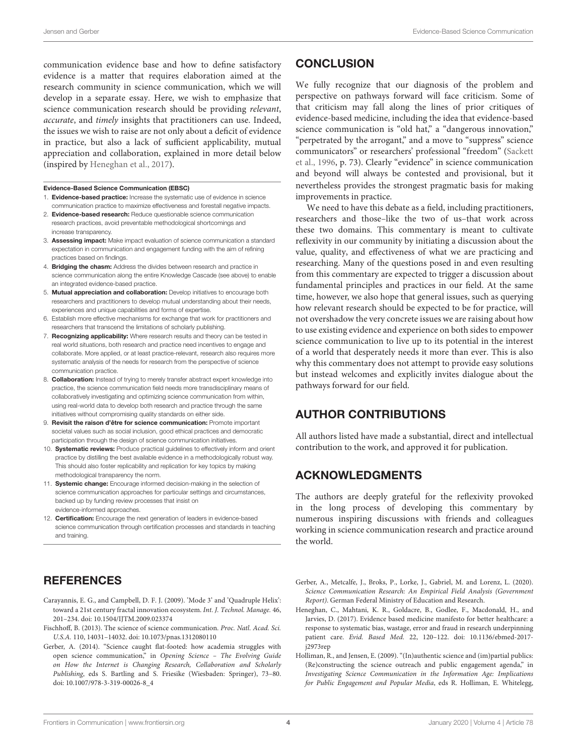communication evidence base and how to define satisfactory evidence is a matter that requires elaboration aimed at the research community in science communication, which we will develop in a separate essay. Here, we wish to emphasize that science communication research should be providing *relevant*, *accurate*, and *timely* insights that practitioners can use. Indeed, the issues we wish to raise are not only about a deficit of evidence in practice, but also a lack of sufficient applicability, mutual appreciation and collaboration, explained in more detail below (inspired by Heneghan et al., 2017).

**Evidence-Based Science Communication (EBSC)**

1. **Evidence-based practice:** Increase the systematic use of evidence in science communication practice to maximize effectiveness and forestall negative impacts.
2. **Evidence-based research:** Reduce questionable science communication research practices, avoid preventable methodological shortcomings and increase transparency.
3. **Assessing impact:** Make impact evaluation of science communication a standard expectation in communication and engagement funding with the aim of refining practices based on findings.
4. **Bridging the chasm:** Address the divides between research and practice in science communication along the entire Knowledge Cascade (see above) to enable an integrated evidence-based practice.
5. **Mutual appreciation and collaboration:** Develop initiatives to encourage both researchers and practitioners to develop mutual understanding about their needs, experiences and unique capabilities and forms of expertise.
6. Establish more effective mechanisms for exchange that work for practitioners and researchers that transcend the limitations of scholarly publishing.
7. **Recognizing applicability:** Where research results and theory can be tested in real world situations, both research and practice need incentives to engage and collaborate. More applied, or at least practice-relevant, research also requires more systematic analysis of the needs for research from the perspective of science communication practice.
8. **Collaboration:** Instead of trying to merely transfer abstract expert knowledge into practice, the science communication field needs more transdisciplinary means of collaboratively investigating and optimizing science communication from within, using real-world data to develop both research and practice through the same initiatives without compromising quality standards on either side.
9. **Revisit the raison d'être for science communication:** Promote important societal values such as social inclusion, good ethical practices and democratic participation through the design of science communication initiatives.
10. **Systematic reviews:** Produce practical guidelines to effectively inform and orient practice by distilling the best available evidence in a methodologically robust way. This should also foster replicability and replication for key topics by making methodological transparency the norm.
11. **Systemic change:** Encourage informed decision-making in the selection of science communication approaches for particular settings and circumstances, backed up by funding review processes that insist on evidence-informed approaches.
12. **Certification:** Encourage the next generation of leaders in evidence-based science communication through certification processes and standards in teaching and training.

## CONCLUSION

We fully recognize that our diagnosis of the problem and perspective on pathways forward will face criticism. Some of that criticism may fall along the lines of prior critiques of evidence-based medicine, including the idea that evidence-based science communication is "old hat," a "dangerous innovation," "perpetrated by the arrogant," and a move to "suppress" science communicators" or researchers' professional "freedom" (Sackett et al., 1996, p. 73). Clearly "evidence" in science communication and beyond will always be contested and provisional, but it nevertheless provides the strongest pragmatic basis for making improvements in practice.

We need to have this debate as a field, including practitioners, researchers and those–like the two of us–that work across these two domains. This commentary is meant to cultivate reflexivity in our community by initiating a discussion about the value, quality, and effectiveness of what we are practicing and researching. Many of the questions posed in and even resulting from this commentary are expected to trigger a discussion about fundamental principles and practices in our field. At the same time, however, we also hope that general issues, such as querying how relevant research should be expected to be for practice, will not overshadow the very concrete issues we are raising about how to use existing evidence and experience on both sides to empower science communication to live up to its potential in the interest of a world that desperately needs it more than ever. This is also why this commentary does not attempt to provide easy solutions but instead welcomes and explicitly invites dialogue about the pathways forward for our field.

## AUTHOR CONTRIBUTIONS

All authors listed have made a substantial, direct and intellectual contribution to the work, and approved it for publication.

## ACKNOWLEDGMENTS

The authors are deeply grateful for the reflexivity provoked in the long process of developing this commentary by numerous inspiring discussions with friends and colleagues working in science communication research and practice around the world.

## REFERENCES

Carayannis, E. G., and Campbell, D. F. J. (2009). 'Mode 3' and 'Quadruple Helix': toward a 21st century fractal innovation ecosystem. *Int. J. Technol. Manage.* 46, 201–234. doi: 10.1504/IJTM.2009.023374

Fischhoff, B. (2013). The science of science communication. *Proc. Natl. Acad. Sci. U.S.A.* 110, 14031–14032. doi: 10.1073/pnas.1312080110

Gerber, A. (2014). "Science caught flat-footed: how academia struggles with open science communication," in *Opening Science – The Evolving Guide on How the Internet is Changing Research, Collaboration and Scholarly Publishing*, eds S. Bartling and S. Friesike (Wiesbaden: Springer), 73–80. doi: 10.1007/978-3-319-00026-8_4

Gerber, A., Metcalfe, J., Broks, P., Lorke, J., Gabriel, M. and Lorenz, L. (2020). *Science Communication Research: An Empirical Field Analysis (Government Report)*. German Federal Ministry of Education and Research.

Heneghan, C., Mahtani, K. R., Goldacre, B., Godlee, F., Macdonald, H., and Jarvies, D. (2017). Evidence based medicine manifesto for better healthcare: a response to systematic bias, wastage, error and fraud in research underpinning patient care. *Evid. Based Med*. 22, 120–122. doi: 10.1136/ebmed-2017-j2973rep

Holliman, R., and Jensen, E. (2009). "(In)authentic science and (im)partial publics: (Re)constructing the science outreach and public engagement agenda," in *Investigating Science Communication in the Information Age: Implications for Public Engagement and Popular Media*, eds R. Holliman, E. Whitelegg,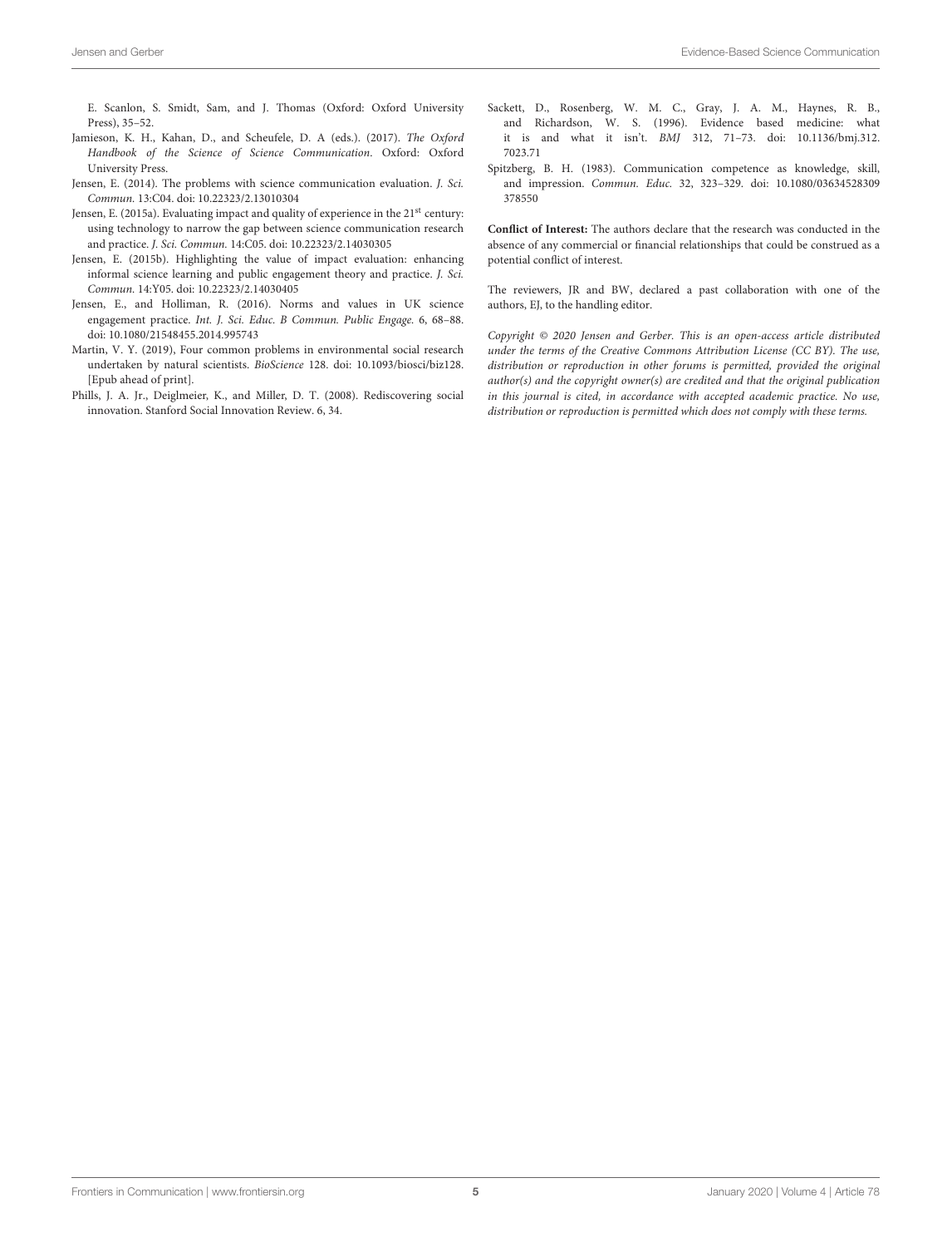E. Scanlon, S. Smidt, Sam, and J. Thomas (Oxford: Oxford University Press), 35–52.

Jamieson, K. H., Kahan, D., and Scheufele, D. A (eds.). (2017). *The Oxford Handbook of the Science of Science Communication*. Oxford: Oxford University Press.

Jensen, E. (2014). The problems with science communication evaluation. *J. Sci. Commun.* 13:C04. doi: 10.22323/2.13010304

Jensen, E. (2015a). Evaluating impact and quality of experience in the 21st century: using technology to narrow the gap between science communication research and practice. *J. Sci. Commun.* 14:C05. doi: 10.22323/2.14030305

Jensen, E. (2015b). Highlighting the value of impact evaluation: enhancing informal science learning and public engagement theory and practice. *J. Sci. Commun.* 14:Y05. doi: 10.22323/2.14030405

Jensen, E., and Holliman, R. (2016). Norms and values in UK science engagement practice. *Int. J. Sci. Educ. B Commun. Public Engage.* 6, 68–88. doi: 10.1080/21548455.2014.995743

Martin, V. Y. (2019), Four common problems in environmental social research undertaken by natural scientists. *BioScience* 128. doi: 10.1093/biosci/biz128. [Epub ahead of print].

Phills, J. A. Jr., Deiglmeier, K., and Miller, D. T. (2008). Rediscovering social innovation. Stanford Social Innovation Review. 6, 34.

Sackett, D., Rosenberg, W. M. C., Gray, J. A. M., Haynes, R. B., and Richardson, W. S. (1996). Evidence based medicine: what it is and what it isn't. *BMJ* 312, 71–73. doi: 10.1136/bmj.312.7023.71

Spitzberg, B. H. (1983). Communication competence as knowledge, skill, and impression. *Commun. Educ.* 32, 323–329. doi: 10.1080/03634528309378550

**Conflict of Interest:** The authors declare that the research was conducted in the absence of any commercial or financial relationships that could be construed as a potential conflict of interest.

The reviewers, JR and BW, declared a past collaboration with one of the authors, EJ, to the handling editor.

*Copyright © 2020 Jensen and Gerber. This is an open-access article distributed under the terms of the Creative Commons Attribution License (CC BY). The use, distribution or reproduction in other forums is permitted, provided the original author(s) and the copyright owner(s) are credited and that the original publication in this journal is cited, in accordance with accepted academic practice. No use, distribution or reproduction is permitted which does not comply with these terms.*